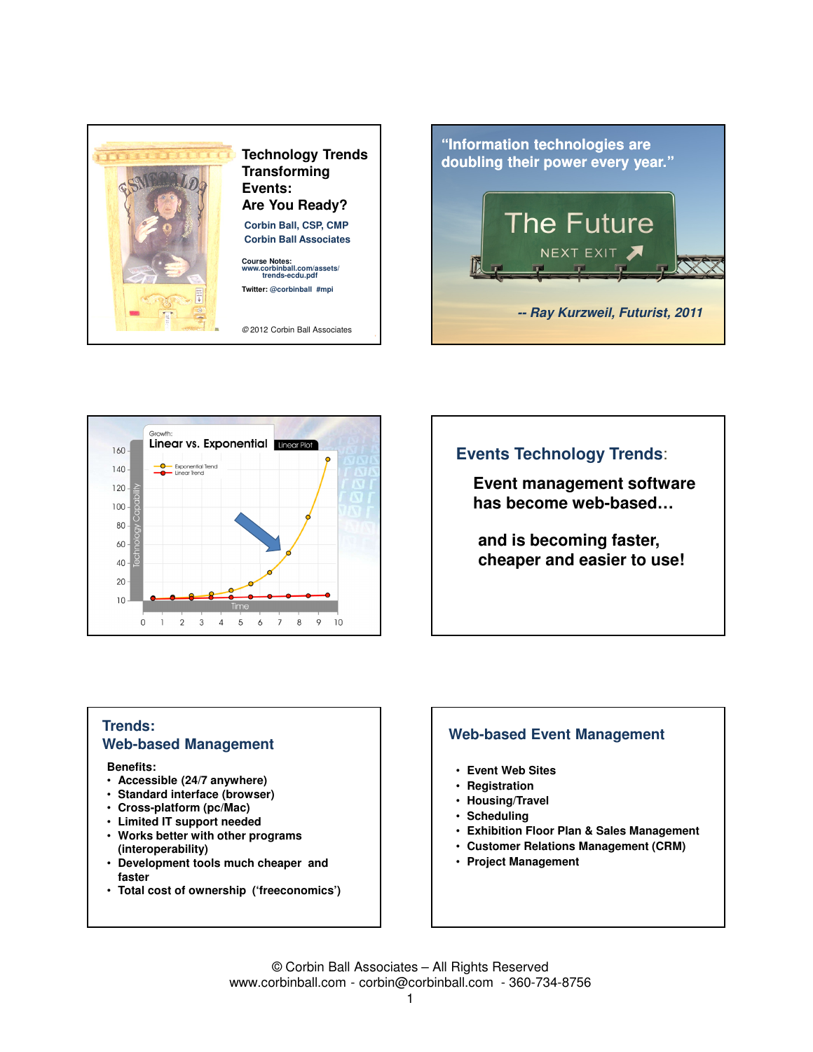# Technology Trends Transforming Events: Are You Ready?

**Corbin Ball, CSP, CMP**
**Corbin Ball Associates**

**Course Notes:**
www.corbinball.com/assets/trends-ecdu.pdf

**Twitter:** @corbinball #mpi

© 2012 Corbin Ball Associates

---

**"Information technologies are doubling their power every year."**

The Future
NEXT EXIT

*-- Ray Kurzweil, Futurist, 2011*

---

Growth:
**Linear vs. Exponential**

Linear Plot

- Exponential Trend
- Linear Trend

Technology Capability (10–160) vs. Time (0–10)

---

## Events Technology Trends:

**Event management software has become web-based…**

**and is becoming faster, cheaper and easier to use!**

---

## Trends: Web-based Management

**Benefits:**

- Accessible (24/7 anywhere)
- Standard interface (browser)
- Cross-platform (pc/Mac)
- Limited IT support needed
- Works better with other programs (interoperability)
- Development tools much cheaper and faster
- Total cost of ownership ('freeconomics')

---

## Web-based Event Management

- Event Web Sites
- Registration
- Housing/Travel
- Scheduling
- Exhibition Floor Plan & Sales Management
- Customer Relations Management (CRM)
- Project Management

---

© Corbin Ball Associates – All Rights Reserved
www.corbinball.com - corbin@corbinball.com - 360-734-8756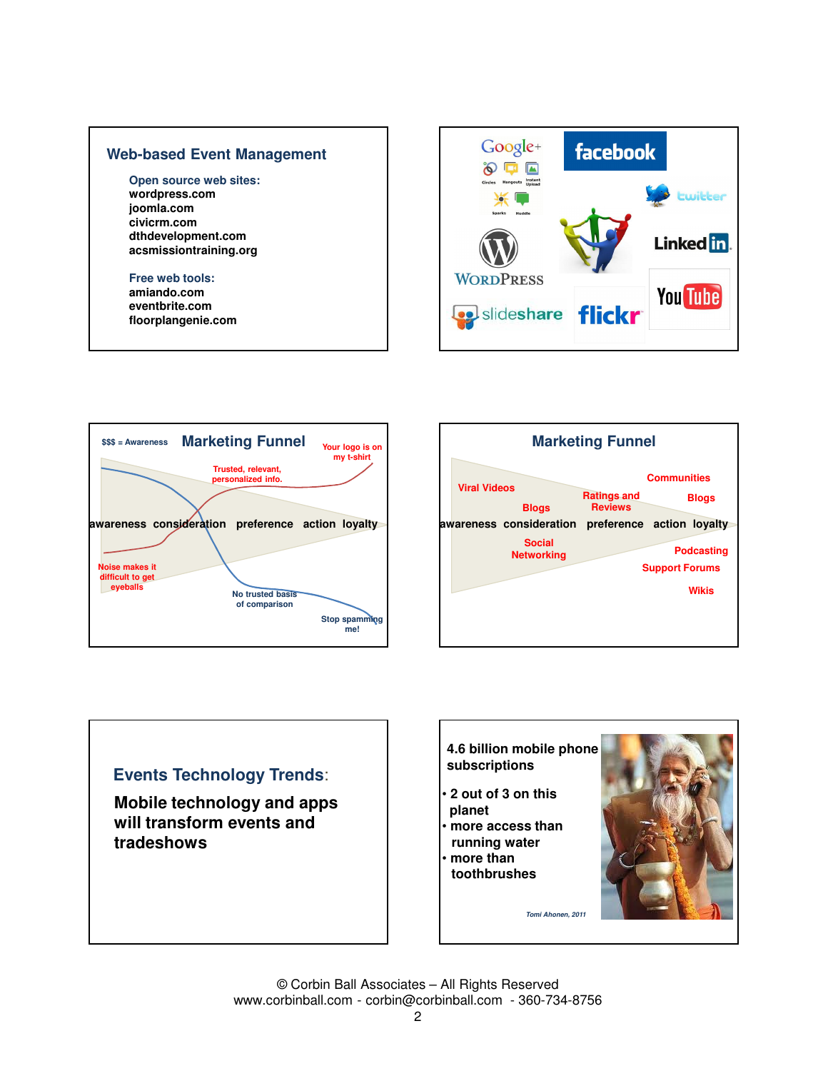## Web-based Event Management

**Open source web sites:**

- wordpress.com
- joomla.com
- civicrm.com
- dthdevelopment.com
- acsmissiontraining.org

**Free web tools:**

- amiando.com
- eventbrite.com
- floorplangenie.com

---

Google+ · facebook · twitter · LinkedIn · WordPress · YouTube · slideshare · flickr

---

## Marketing Funnel

$$$ = Awareness

awareness consideration preference action loyalty

- Noise makes it difficult to get eyeballs
- Trusted, relevant, personalized info.
- Your logo is on my t-shirt
- No trusted basis of comparison
- Stop spamming me!

---

## Marketing Funnel

awareness consideration preference action loyalty

- Viral Videos
- Blogs
- Social Networking
- Ratings and Reviews
- Communities
- Blogs
- Podcasting
- Support Forums
- Wikis

---

## Events Technology Trends:

**Mobile technology and apps will transform events and tradeshows**

---

**4.6 billion mobile phone subscriptions**

- 2 out of 3 on this planet
- more access than running water
- more than toothbrushes

*Tomi Ahonen, 2011*

---

© Corbin Ball Associates – All Rights Reserved
www.corbinball.com - corbin@corbinball.com - 360-734-8756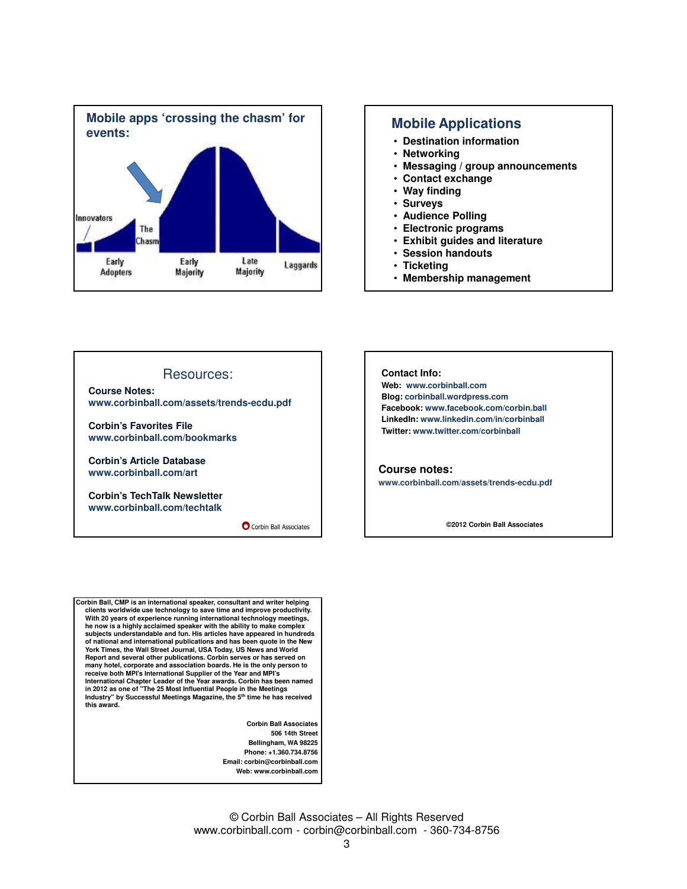## Mobile apps 'crossing the chasm' for events:

Innovators

The Chasm

Early Adopters

Early Majority

Late Majority

Laggards

## Mobile Applications

- Destination information
- Networking
- Messaging / group announcements
- Contact exchange
- Way finding
- Surveys
- Audience Polling
- Electronic programs
- Exhibit guides and literature
- Session handouts
- Ticketing
- Membership management

## Resources:

**Course Notes:**
www.corbinball.com/assets/trends-ecdu.pdf

**Corbin's Favorites File**
www.corbinball.com/bookmarks

**Corbin's Article Database**
www.corbinball.com/art

**Corbin's TechTalk Newsletter**
www.corbinball.com/techtalk

Corbin Ball Associates

**Contact Info:**

**Web:** www.corbinball.com
**Blog:** corbinball.wordpress.com
**Facebook:** www.facebook.com/corbin.ball
**LinkedIn:** www.linkedin.com/in/corbinball
**Twitter:** www.twitter.com/corbinball

**Course notes:**
www.corbinball.com/assets/trends-ecdu.pdf

©2012 Corbin Ball Associates

**Corbin Ball, CMP is an international speaker, consultant and writer helping clients worldwide use technology to save time and improve productivity. With 20 years of experience running international technology meetings, he now is a highly acclaimed speaker with the ability to make complex subjects understandable and fun. His articles have appeared in hundreds of national and international publications and has been quote in the New York Times, the Wall Street Journal, USA Today, US News and World Report and several other publications. Corbin serves or has served on many hotel, corporate and association boards. He is the only person to receive both MPI's International Supplier of the Year and MPI's International Chapter Leader of the Year awards. Corbin has been named in 2012 as one of "The 25 Most Influential People in the Meetings Industry" by Successful Meetings Magazine, the 5th time he has received this award.**

**Corbin Ball Associates**
**506 14th Street**
**Bellingham, WA 98225**
**Phone: +1.360.734.8756**
**Email: corbin@corbinball.com**
**Web: www.corbinball.com**

© Corbin Ball Associates – All Rights Reserved
www.corbinball.com - corbin@corbinball.com - 360-734-8756